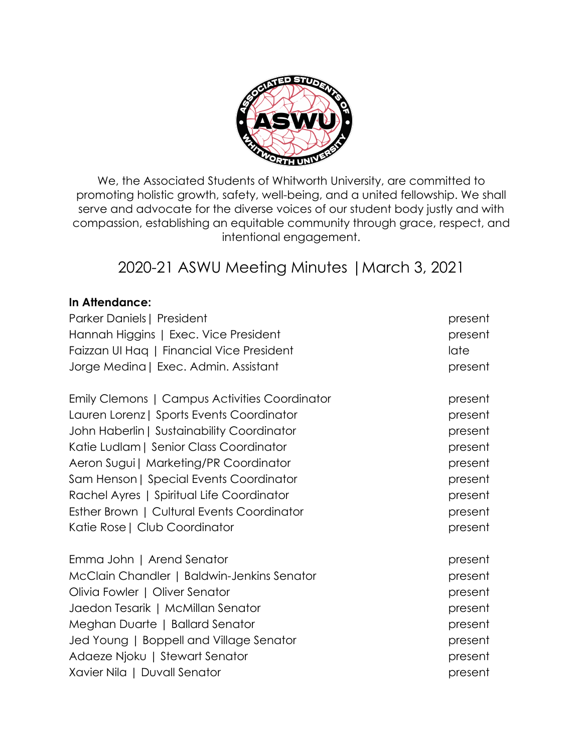We, the Associated Students of Whitworth University, are committed to promoting holistic growth, safety, well-being, and a united fellowship. We shall serve and advocate for the diverse voices of our student body justly and with compassion, establishing an equitable community through grace, respect, and intentional engagement.

# 2020-21 ASWU Meeting Minutes | March 3, 2021

**In Attendance:**

| | |
|---|---|
| Parker Daniels \| President | present |
| Hannah Higgins \| Exec. Vice President | present |
| Faizzan Ul Haq \| Financial Vice President | late |
| Jorge Medina \| Exec. Admin. Assistant | present |
| | |
| Emily Clemons \| Campus Activities Coordinator | present |
| Lauren Lorenz \| Sports Events Coordinator | present |
| John Haberlin \| Sustainability Coordinator | present |
| Katie Ludlam \| Senior Class Coordinator | present |
| Aeron Sugui \| Marketing/PR Coordinator | present |
| Sam Henson \| Special Events Coordinator | present |
| Rachel Ayres \| Spiritual Life Coordinator | present |
| Esther Brown \| Cultural Events Coordinator | present |
| Katie Rose \| Club Coordinator | present |
| | |
| Emma John \| Arend Senator | present |
| McClain Chandler \| Baldwin-Jenkins Senator | present |
| Olivia Fowler \| Oliver Senator | present |
| Jaedon Tesarik \| McMillan Senator | present |
| Meghan Duarte \| Ballard Senator | present |
| Jed Young \| Boppell and Village Senator | present |
| Adaeze Njoku \| Stewart Senator | present |
| Xavier Nila \| Duvall Senator | present |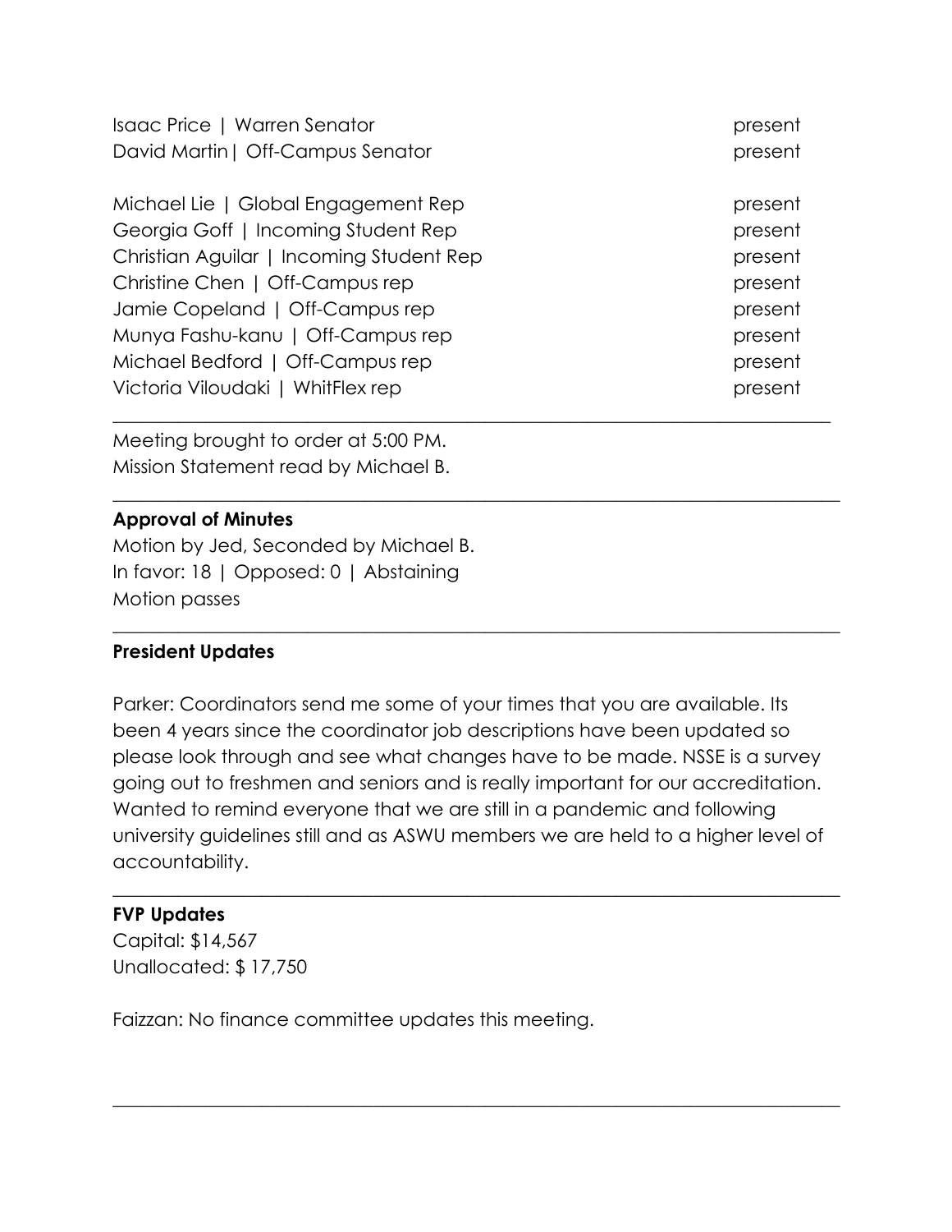Isaac Price | Warren Senator present
David Martin| Off-Campus Senator present

Michael Lie | Global Engagement Rep present
Georgia Goff | Incoming Student Rep present
Christian Aguilar | Incoming Student Rep present
Christine Chen | Off-Campus rep present
Jamie Copeland | Off-Campus rep present
Munya Fashu-kanu | Off-Campus rep present
Michael Bedford | Off-Campus rep present
Victoria Viloudaki | WhitFlex rep present

---

Meeting brought to order at 5:00 PM.
Mission Statement read by Michael B.

---

**Approval of Minutes**
Motion by Jed, Seconded by Michael B.
In favor: 18 | Opposed: 0 | Abstaining
Motion passes

---

**President Updates**

Parker: Coordinators send me some of your times that you are available. Its been 4 years since the coordinator job descriptions have been updated so please look through and see what changes have to be made. NSSE is a survey going out to freshmen and seniors and is really important for our accreditation. Wanted to remind everyone that we are still in a pandemic and following university guidelines still and as ASWU members we are held to a higher level of accountability.

---

**FVP Updates**
Capital: $14,567
Unallocated: $ 17,750

Faizzan: No finance committee updates this meeting.

---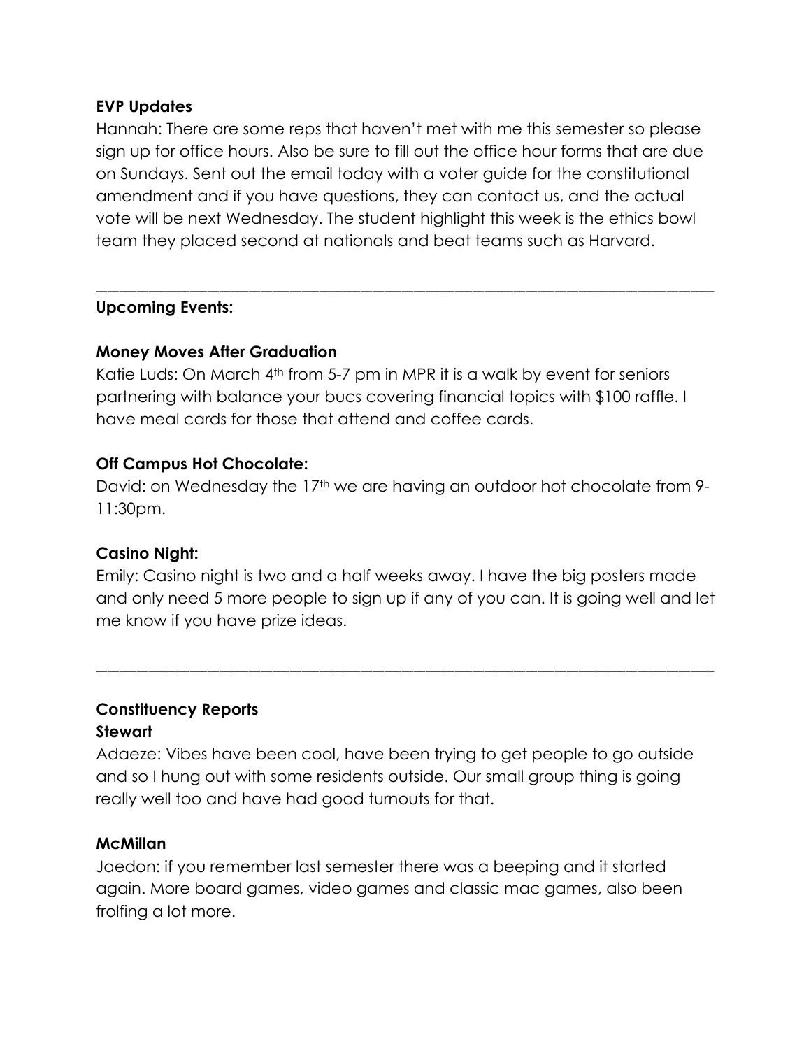**EVP Updates**

Hannah: There are some reps that haven't met with me this semester so please sign up for office hours. Also be sure to fill out the office hour forms that are due on Sundays. Sent out the email today with a voter guide for the constitutional amendment and if you have questions, they can contact us, and the actual vote will be next Wednesday. The student highlight this week is the ethics bowl team they placed second at nationals and beat teams such as Harvard.

---

**Upcoming Events:**

**Money Moves After Graduation**

Katie Luds: On March 4th from 5-7 pm in MPR it is a walk by event for seniors partnering with balance your bucs covering financial topics with $100 raffle. I have meal cards for those that attend and coffee cards.

**Off Campus Hot Chocolate:**

David: on Wednesday the 17th we are having an outdoor hot chocolate from 9-11:30pm.

**Casino Night:**

Emily: Casino night is two and a half weeks away. I have the big posters made and only need 5 more people to sign up if any of you can. It is going well and let me know if you have prize ideas.

---

**Constituency Reports**

**Stewart**

Adaeze: Vibes have been cool, have been trying to get people to go outside and so I hung out with some residents outside. Our small group thing is going really well too and have had good turnouts for that.

**McMillan**

Jaedon: if you remember last semester there was a beeping and it started again. More board games, video games and classic mac games, also been frolfing a lot more.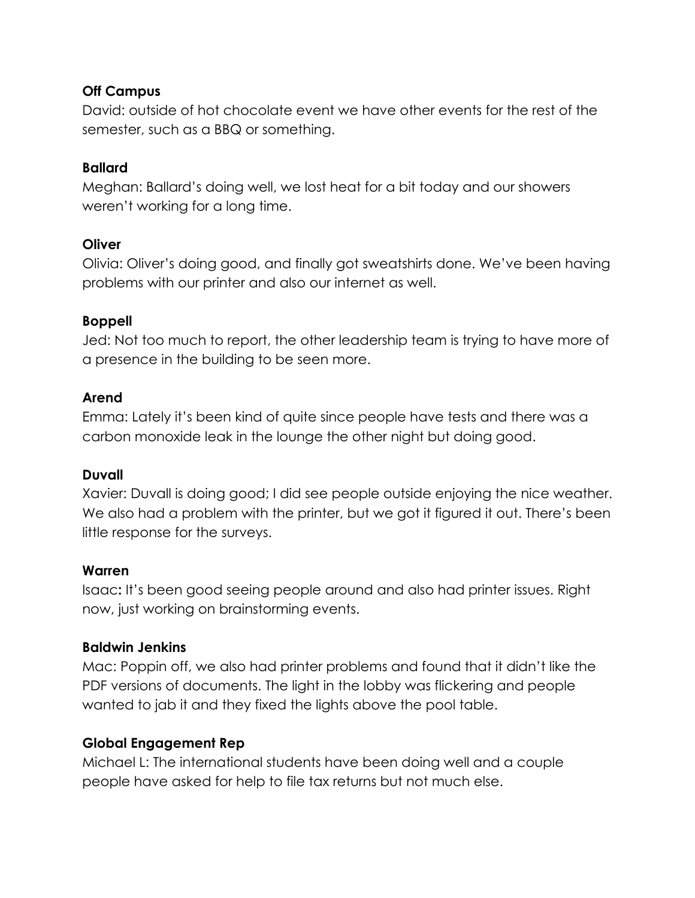**Off Campus**

David: outside of hot chocolate event we have other events for the rest of the semester, such as a BBQ or something.

**Ballard**

Meghan: Ballard's doing well, we lost heat for a bit today and our showers weren't working for a long time.

**Oliver**

Olivia: Oliver's doing good, and finally got sweatshirts done. We've been having problems with our printer and also our internet as well.

**Boppell**

Jed: Not too much to report, the other leadership team is trying to have more of a presence in the building to be seen more.

**Arend**

Emma: Lately it's been kind of quite since people have tests and there was a carbon monoxide leak in the lounge the other night but doing good.

**Duvall**

Xavier: Duvall is doing good; I did see people outside enjoying the nice weather. We also had a problem with the printer, but we got it figured it out. There's been little response for the surveys.

**Warren**

Isaac**:** It's been good seeing people around and also had printer issues. Right now, just working on brainstorming events.

**Baldwin Jenkins**

Mac: Poppin off, we also had printer problems and found that it didn't like the PDF versions of documents. The light in the lobby was flickering and people wanted to jab it and they fixed the lights above the pool table.

**Global Engagement Rep**

Michael L: The international students have been doing well and a couple people have asked for help to file tax returns but not much else.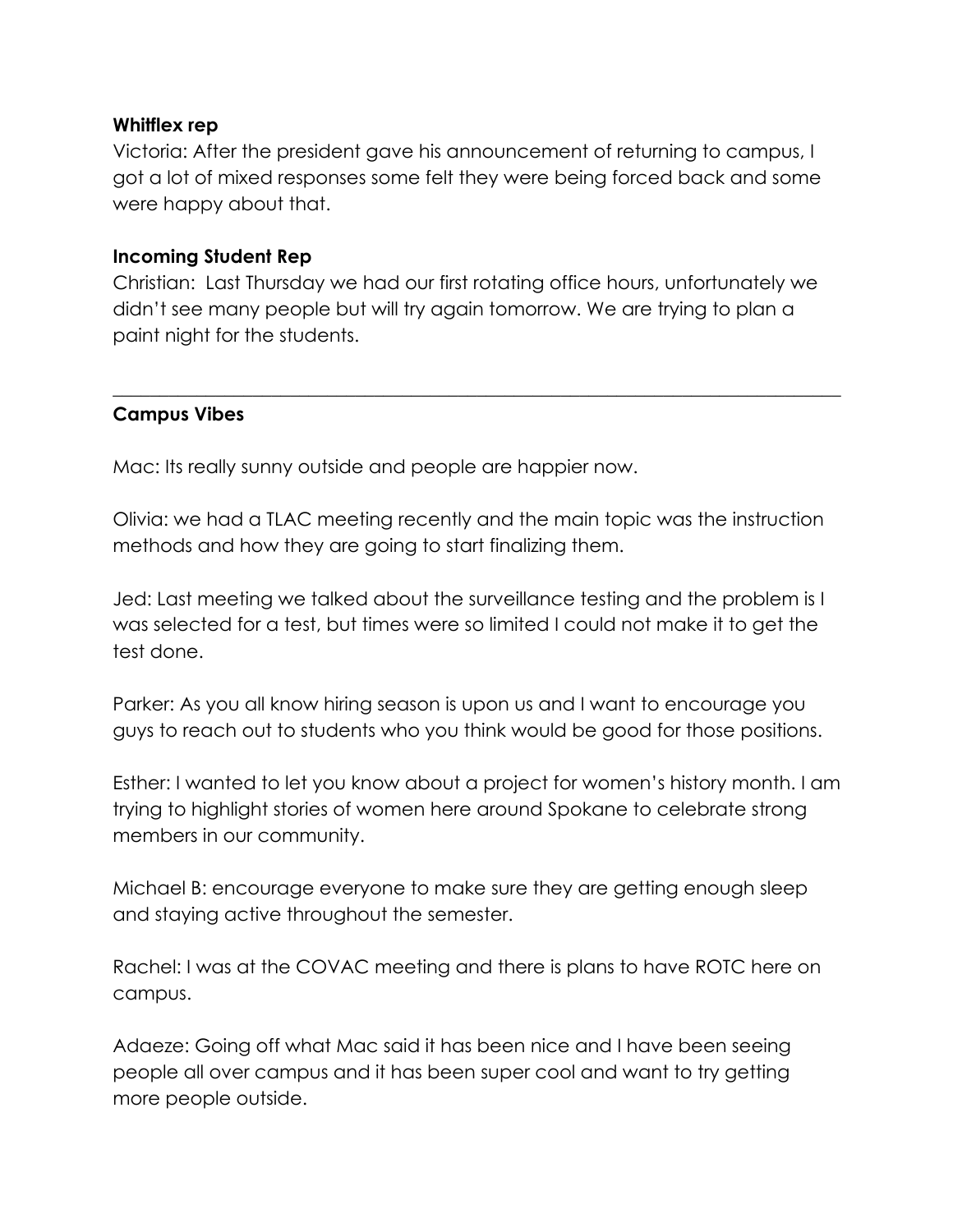**Whitflex rep**

Victoria: After the president gave his announcement of returning to campus, I got a lot of mixed responses some felt they were being forced back and some were happy about that.

**Incoming Student Rep**

Christian: Last Thursday we had our first rotating office hours, unfortunately we didn't see many people but will try again tomorrow. We are trying to plan a paint night for the students.

---

**Campus Vibes**

Mac: Its really sunny outside and people are happier now.

Olivia: we had a TLAC meeting recently and the main topic was the instruction methods and how they are going to start finalizing them.

Jed: Last meeting we talked about the surveillance testing and the problem is I was selected for a test, but times were so limited I could not make it to get the test done.

Parker: As you all know hiring season is upon us and I want to encourage you guys to reach out to students who you think would be good for those positions.

Esther: I wanted to let you know about a project for women's history month. I am trying to highlight stories of women here around Spokane to celebrate strong members in our community.

Michael B: encourage everyone to make sure they are getting enough sleep and staying active throughout the semester.

Rachel: I was at the COVAC meeting and there is plans to have ROTC here on campus.

Adaeze: Going off what Mac said it has been nice and I have been seeing people all over campus and it has been super cool and want to try getting more people outside.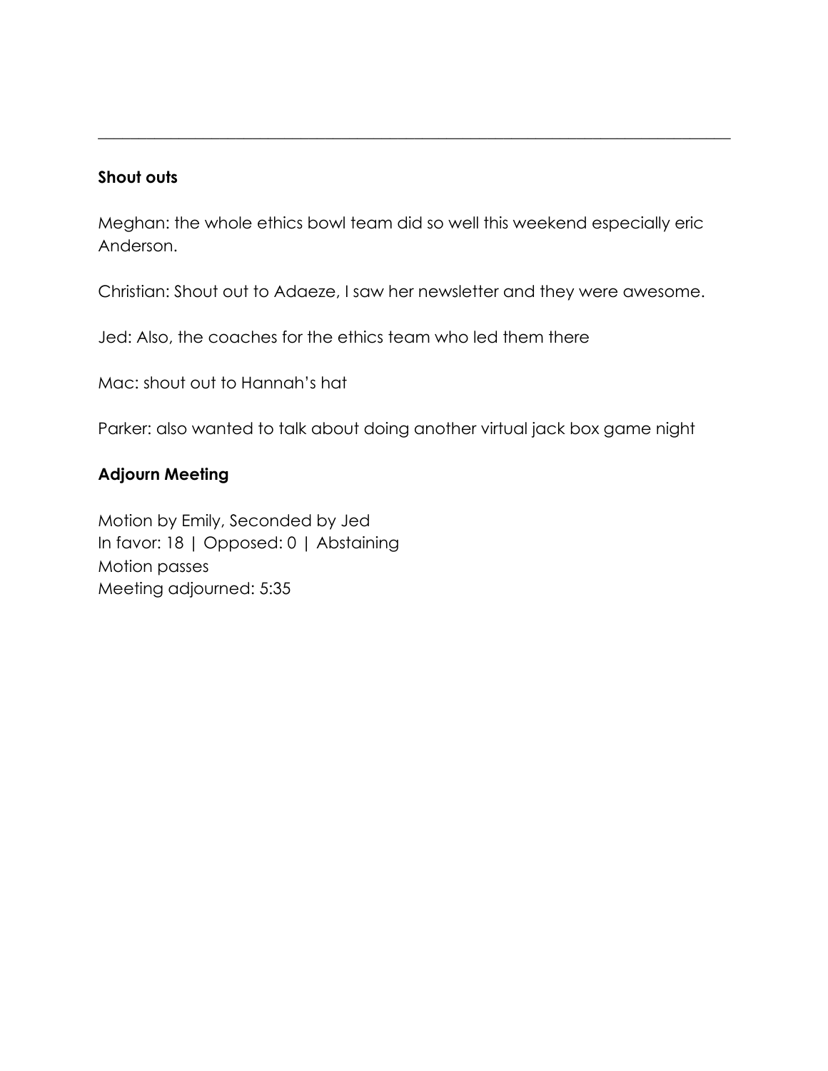---

**Shout outs**

Meghan: the whole ethics bowl team did so well this weekend especially eric Anderson.

Christian: Shout out to Adaeze, I saw her newsletter and they were awesome.

Jed: Also, the coaches for the ethics team who led them there

Mac: shout out to Hannah's hat

Parker: also wanted to talk about doing another virtual jack box game night

**Adjourn Meeting**

Motion by Emily, Seconded by Jed
In favor: 18 | Opposed: 0 | Abstaining
Motion passes
Meeting adjourned: 5:35